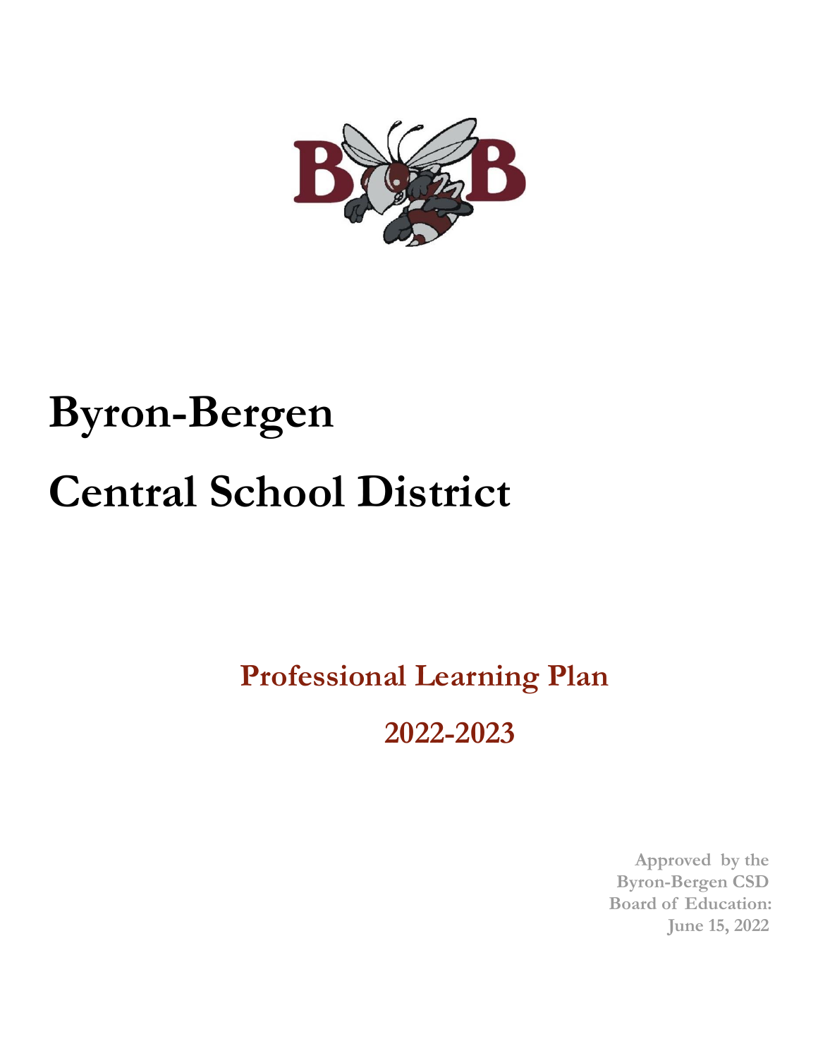# Byron-Bergen

# Central School District

## Professional Learning Plan

## 2022-2023

**Approved by the Byron-Bergen CSD Board of Education: June 15, 2022**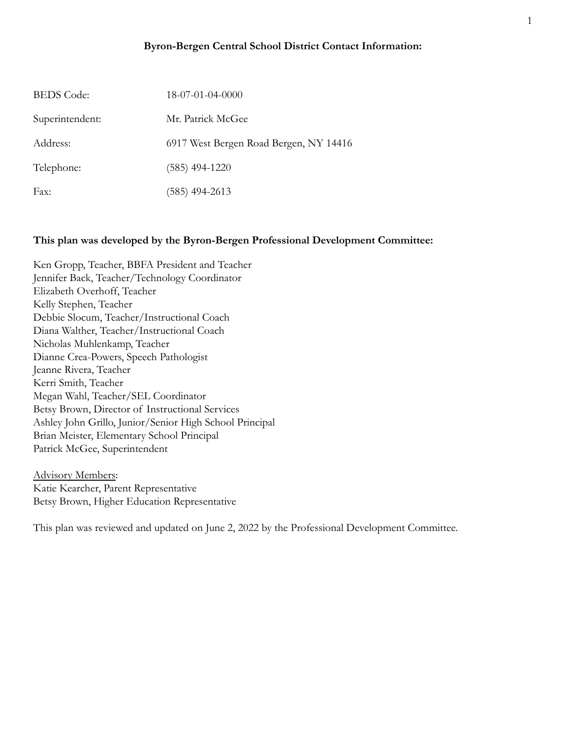**Byron-Bergen Central School District Contact Information:**

| | |
|---|---|
| BEDS Code: | 18-07-01-04-0000 |
| Superintendent: | Mr. Patrick McGee |
| Address: | 6917 West Bergen Road Bergen, NY 14416 |
| Telephone: | (585) 494-1220 |
| Fax: | (585) 494-2613 |

**This plan was developed by the Byron-Bergen Professional Development Committee:**

Ken Gropp, Teacher, BBFA President and Teacher
Jennifer Back, Teacher/Technology Coordinator
Elizabeth Overhoff, Teacher
Kelly Stephen, Teacher
Debbie Slocum, Teacher/Instructional Coach
Diana Walther, Teacher/Instructional Coach
Nicholas Muhlenkamp, Teacher
Dianne Crea-Powers, Speech Pathologist
Jeanne Rivera, Teacher
Kerri Smith, Teacher
Megan Wahl, Teacher/SEL Coordinator
Betsy Brown, Director of Instructional Services
Ashley John Grillo, Junior/Senior High School Principal
Brian Meister, Elementary School Principal
Patrick McGee, Superintendent

<u>Advisory Members</u>:
Katie Kearcher, Parent Representative
Betsy Brown, Higher Education Representative

This plan was reviewed and updated on June 2, 2022 by the Professional Development Committee.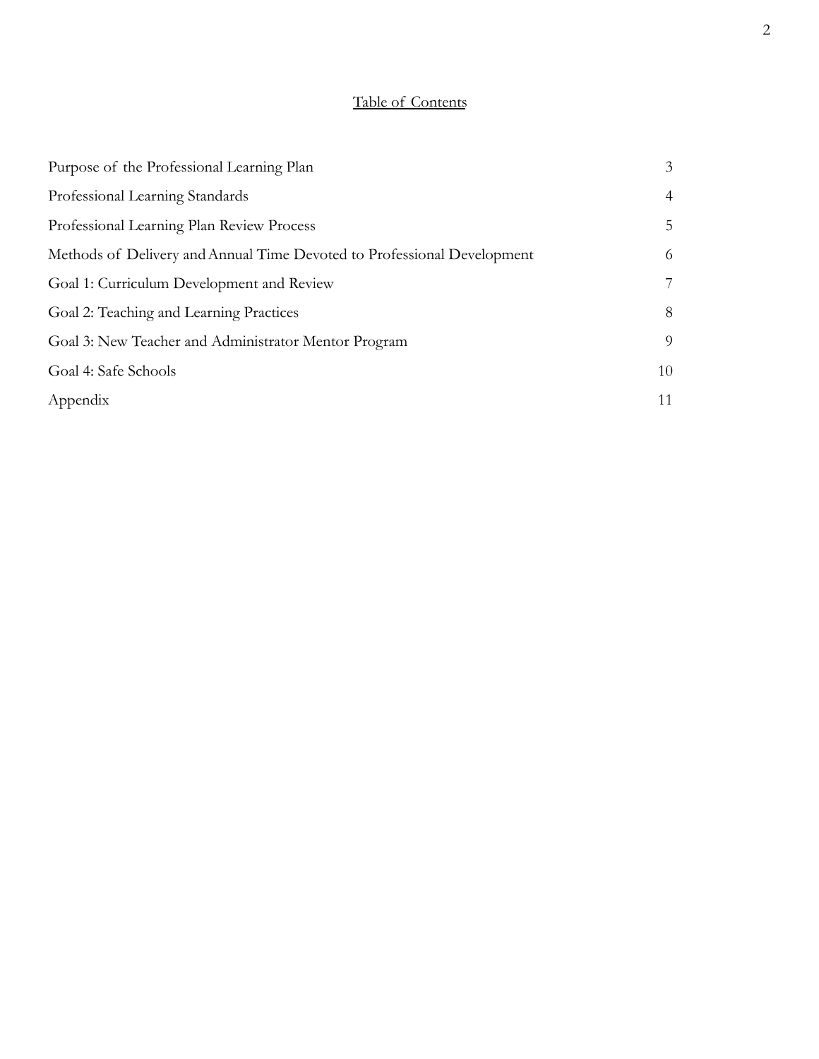## Table of Contents

| | |
|---|---|
| Purpose of the Professional Learning Plan | 3 |
| Professional Learning Standards | 4 |
| Professional Learning Plan Review Process | 5 |
| Methods of Delivery and Annual Time Devoted to Professional Development | 6 |
| Goal 1: Curriculum Development and Review | 7 |
| Goal 2: Teaching and Learning Practices | 8 |
| Goal 3: New Teacher and Administrator Mentor Program | 9 |
| Goal 4: Safe Schools | 10 |
| Appendix | 11 |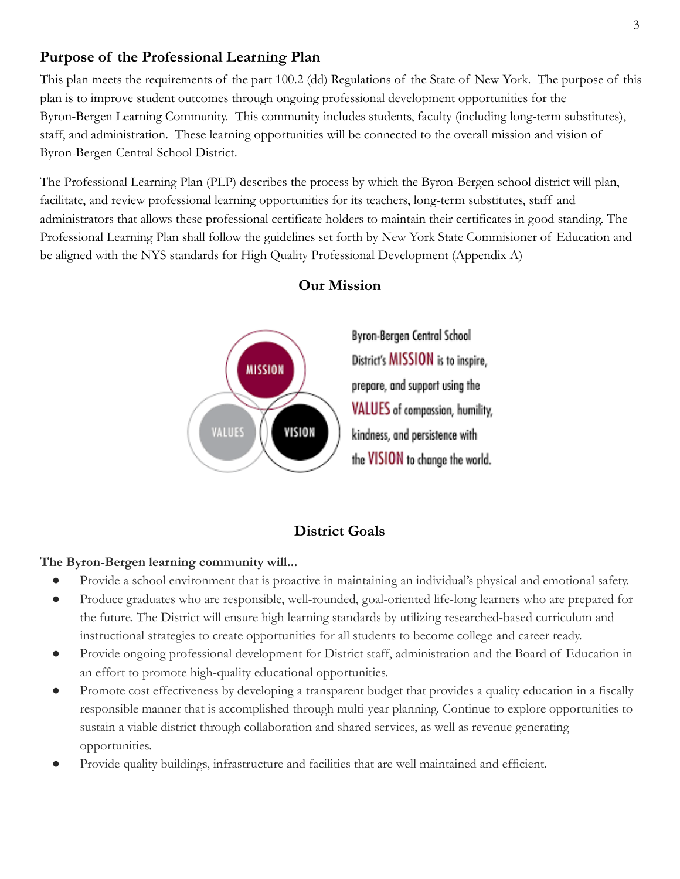## Purpose of the Professional Learning Plan

This plan meets the requirements of the part 100.2 (dd) Regulations of the State of New York. The purpose of this plan is to improve student outcomes through ongoing professional development opportunities for the Byron-Bergen Learning Community. This community includes students, faculty (including long-term substitutes), staff, and administration. These learning opportunities will be connected to the overall mission and vision of Byron-Bergen Central School District.

The Professional Learning Plan (PLP) describes the process by which the Byron-Bergen school district will plan, facilitate, and review professional learning opportunities for its teachers, long-term substitutes, staff and administrators that allows these professional certificate holders to maintain their certificates in good standing. The Professional Learning Plan shall follow the guidelines set forth by New York State Commisioner of Education and be aligned with the NYS standards for High Quality Professional Development (Appendix A)

## Our Mission

MISSION VALUES VISION

Byron-Bergen Central School District's MISSION is to inspire, prepare, and support using the VALUES of compassion, humility, kindness, and persistence with the VISION to change the world.

## District Goals

**The Byron-Bergen learning community will...**

- Provide a school environment that is proactive in maintaining an individual's physical and emotional safety.
- Produce graduates who are responsible, well-rounded, goal-oriented life-long learners who are prepared for the future. The District will ensure high learning standards by utilizing researched-based curriculum and instructional strategies to create opportunities for all students to become college and career ready.
- Provide ongoing professional development for District staff, administration and the Board of Education in an effort to promote high-quality educational opportunities.
- Promote cost effectiveness by developing a transparent budget that provides a quality education in a fiscally responsible manner that is accomplished through multi-year planning. Continue to explore opportunities to sustain a viable district through collaboration and shared services, as well as revenue generating opportunities.
- Provide quality buildings, infrastructure and facilities that are well maintained and efficient.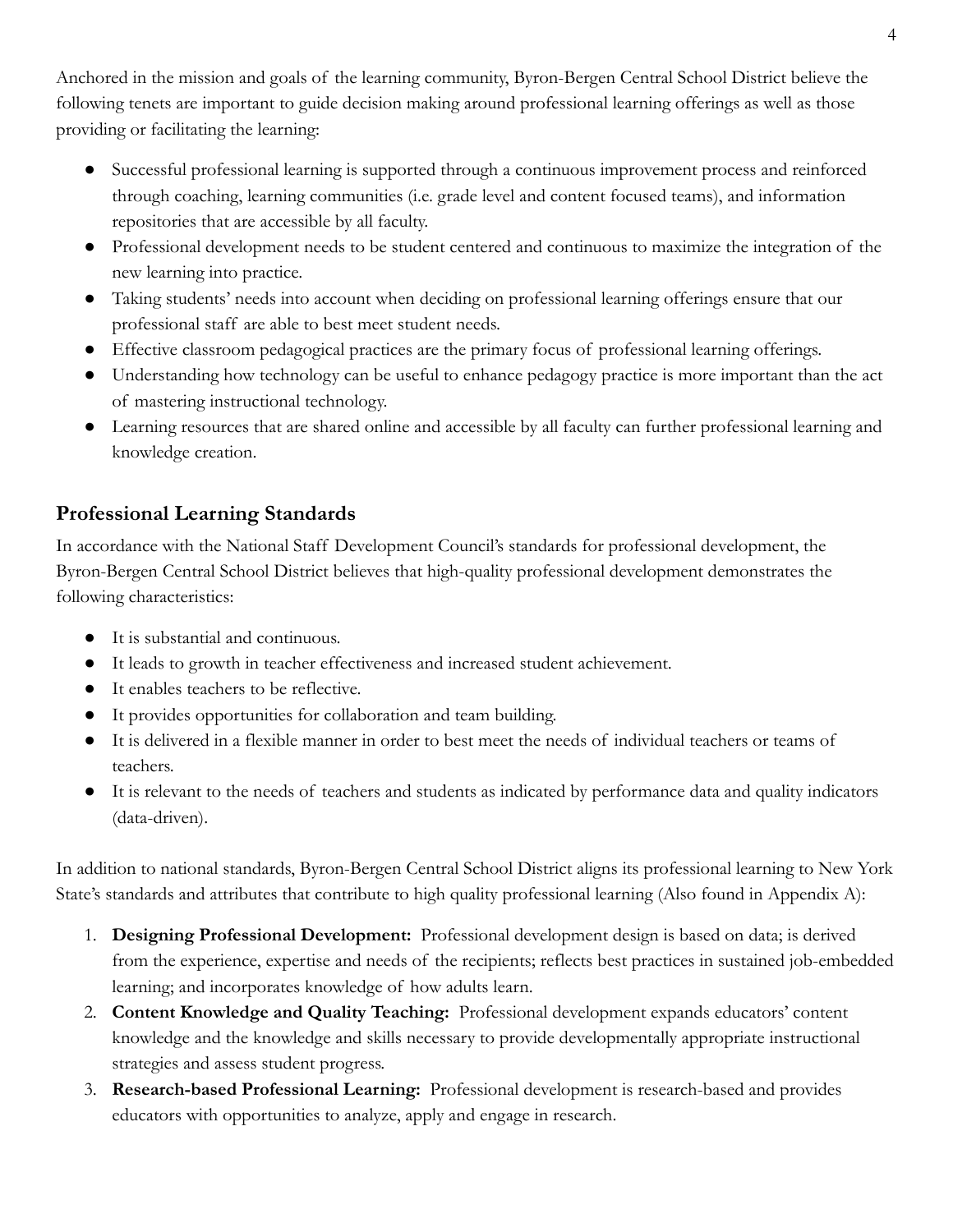Anchored in the mission and goals of the learning community, Byron-Bergen Central School District believe the following tenets are important to guide decision making around professional learning offerings as well as those providing or facilitating the learning:

- Successful professional learning is supported through a continuous improvement process and reinforced through coaching, learning communities (i.e. grade level and content focused teams), and information repositories that are accessible by all faculty.
- Professional development needs to be student centered and continuous to maximize the integration of the new learning into practice.
- Taking students' needs into account when deciding on professional learning offerings ensure that our professional staff are able to best meet student needs.
- Effective classroom pedagogical practices are the primary focus of professional learning offerings.
- Understanding how technology can be useful to enhance pedagogy practice is more important than the act of mastering instructional technology.
- Learning resources that are shared online and accessible by all faculty can further professional learning and knowledge creation.

## Professional Learning Standards

In accordance with the National Staff Development Council's standards for professional development, the Byron-Bergen Central School District believes that high-quality professional development demonstrates the following characteristics:

- It is substantial and continuous.
- It leads to growth in teacher effectiveness and increased student achievement.
- It enables teachers to be reflective.
- It provides opportunities for collaboration and team building.
- It is delivered in a flexible manner in order to best meet the needs of individual teachers or teams of teachers.
- It is relevant to the needs of teachers and students as indicated by performance data and quality indicators (data-driven).

In addition to national standards, Byron-Bergen Central School District aligns its professional learning to New York State's standards and attributes that contribute to high quality professional learning (Also found in Appendix A):

1. **Designing Professional Development:** Professional development design is based on data; is derived from the experience, expertise and needs of the recipients; reflects best practices in sustained job-embedded learning; and incorporates knowledge of how adults learn.
2. **Content Knowledge and Quality Teaching:** Professional development expands educators' content knowledge and the knowledge and skills necessary to provide developmentally appropriate instructional strategies and assess student progress.
3. **Research-based Professional Learning:** Professional development is research-based and provides educators with opportunities to analyze, apply and engage in research.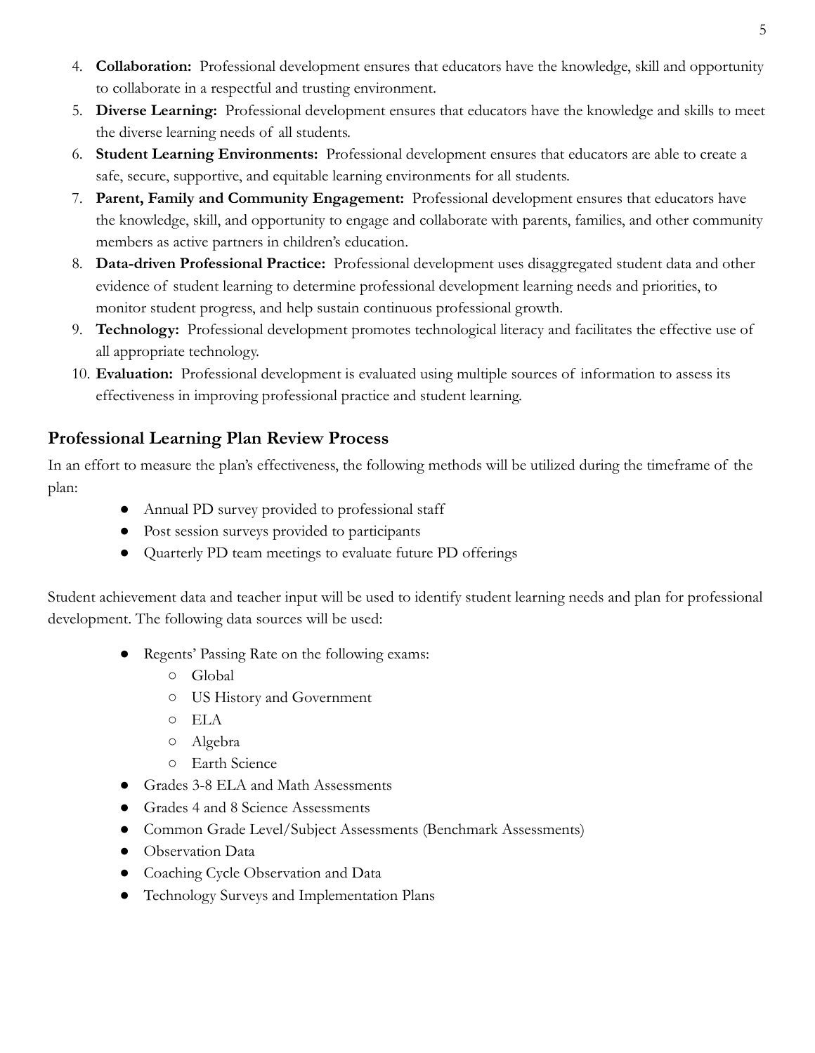4. **Collaboration:** Professional development ensures that educators have the knowledge, skill and opportunity to collaborate in a respectful and trusting environment.
5. **Diverse Learning:** Professional development ensures that educators have the knowledge and skills to meet the diverse learning needs of all students.
6. **Student Learning Environments:** Professional development ensures that educators are able to create a safe, secure, supportive, and equitable learning environments for all students.
7. **Parent, Family and Community Engagement:** Professional development ensures that educators have the knowledge, skill, and opportunity to engage and collaborate with parents, families, and other community members as active partners in children's education.
8. **Data-driven Professional Practice:** Professional development uses disaggregated student data and other evidence of student learning to determine professional development learning needs and priorities, to monitor student progress, and help sustain continuous professional growth.
9. **Technology:** Professional development promotes technological literacy and facilitates the effective use of all appropriate technology.
10. **Evaluation:** Professional development is evaluated using multiple sources of information to assess its effectiveness in improving professional practice and student learning.

## Professional Learning Plan Review Process

In an effort to measure the plan's effectiveness, the following methods will be utilized during the timeframe of the plan:

- Annual PD survey provided to professional staff
- Post session surveys provided to participants
- Quarterly PD team meetings to evaluate future PD offerings

Student achievement data and teacher input will be used to identify student learning needs and plan for professional development. The following data sources will be used:

- Regents' Passing Rate on the following exams:
  - Global
  - US History and Government
  - ELA
  - Algebra
  - Earth Science
- Grades 3-8 ELA and Math Assessments
- Grades 4 and 8 Science Assessments
- Common Grade Level/Subject Assessments (Benchmark Assessments)
- Observation Data
- Coaching Cycle Observation and Data
- Technology Surveys and Implementation Plans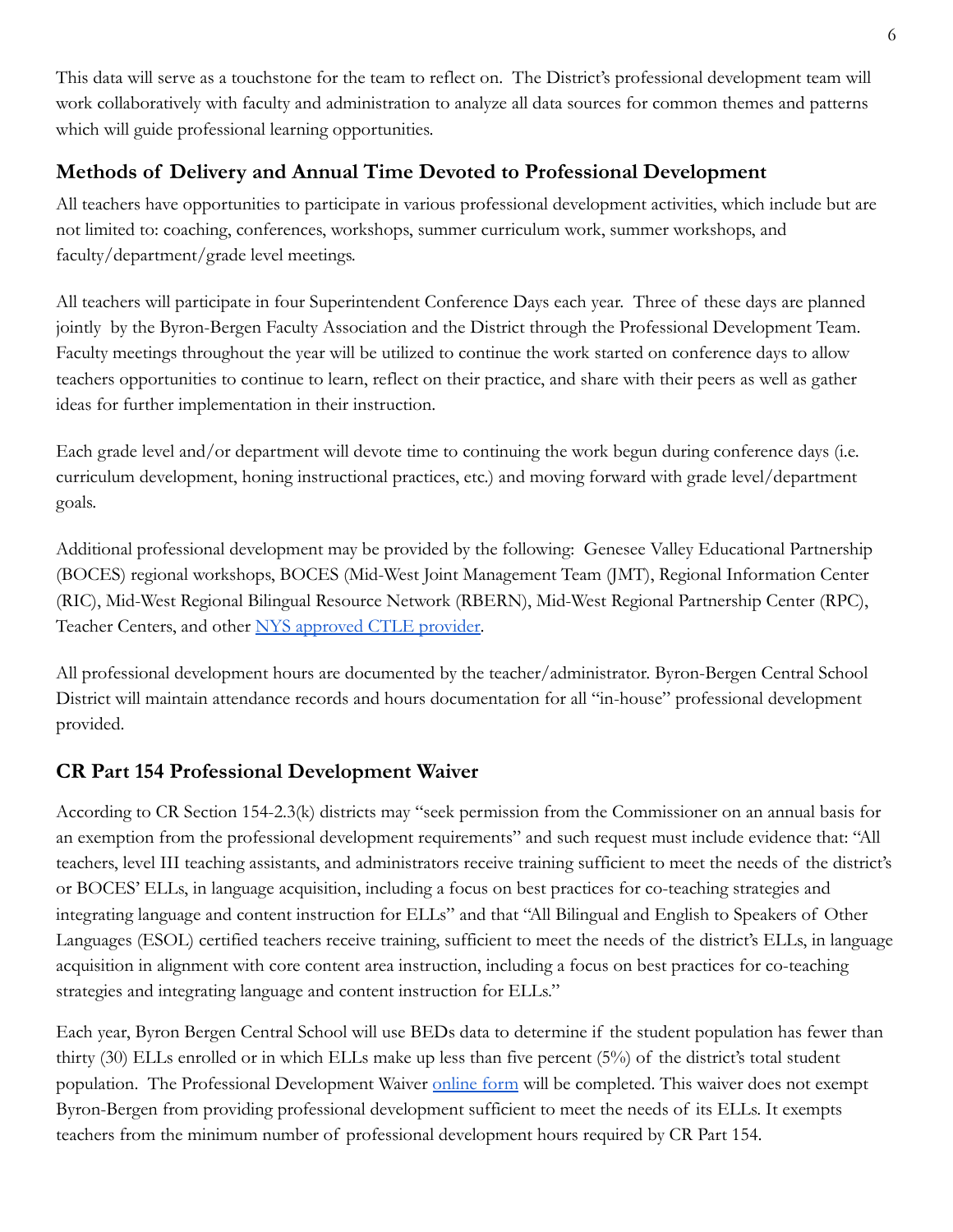This data will serve as a touchstone for the team to reflect on. The District's professional development team will work collaboratively with faculty and administration to analyze all data sources for common themes and patterns which will guide professional learning opportunities.

## Methods of Delivery and Annual Time Devoted to Professional Development

All teachers have opportunities to participate in various professional development activities, which include but are not limited to: coaching, conferences, workshops, summer curriculum work, summer workshops, and faculty/department/grade level meetings.

All teachers will participate in four Superintendent Conference Days each year. Three of these days are planned jointly by the Byron-Bergen Faculty Association and the District through the Professional Development Team. Faculty meetings throughout the year will be utilized to continue the work started on conference days to allow teachers opportunities to continue to learn, reflect on their practice, and share with their peers as well as gather ideas for further implementation in their instruction.

Each grade level and/or department will devote time to continuing the work begun during conference days (i.e. curriculum development, honing instructional practices, etc.) and moving forward with grade level/department goals.

Additional professional development may be provided by the following: Genesee Valley Educational Partnership (BOCES) regional workshops, BOCES (Mid-West Joint Management Team (JMT), Regional Information Center (RIC), Mid-West Regional Bilingual Resource Network (RBERN), Mid-West Regional Partnership Center (RPC), Teacher Centers, and other NYS approved CTLE provider.

All professional development hours are documented by the teacher/administrator. Byron-Bergen Central School District will maintain attendance records and hours documentation for all "in-house" professional development provided.

## CR Part 154 Professional Development Waiver

According to CR Section 154-2.3(k) districts may "seek permission from the Commissioner on an annual basis for an exemption from the professional development requirements" and such request must include evidence that: "All teachers, level III teaching assistants, and administrators receive training sufficient to meet the needs of the district's or BOCES' ELLs, in language acquisition, including a focus on best practices for co-teaching strategies and integrating language and content instruction for ELLs" and that "All Bilingual and English to Speakers of Other Languages (ESOL) certified teachers receive training, sufficient to meet the needs of the district's ELLs, in language acquisition in alignment with core content area instruction, including a focus on best practices for co-teaching strategies and integrating language and content instruction for ELLs."

Each year, Byron Bergen Central School will use BEDs data to determine if the student population has fewer than thirty (30) ELLs enrolled or in which ELLs make up less than five percent (5%) of the district's total student population. The Professional Development Waiver online form will be completed. This waiver does not exempt Byron-Bergen from providing professional development sufficient to meet the needs of its ELLs. It exempts teachers from the minimum number of professional development hours required by CR Part 154.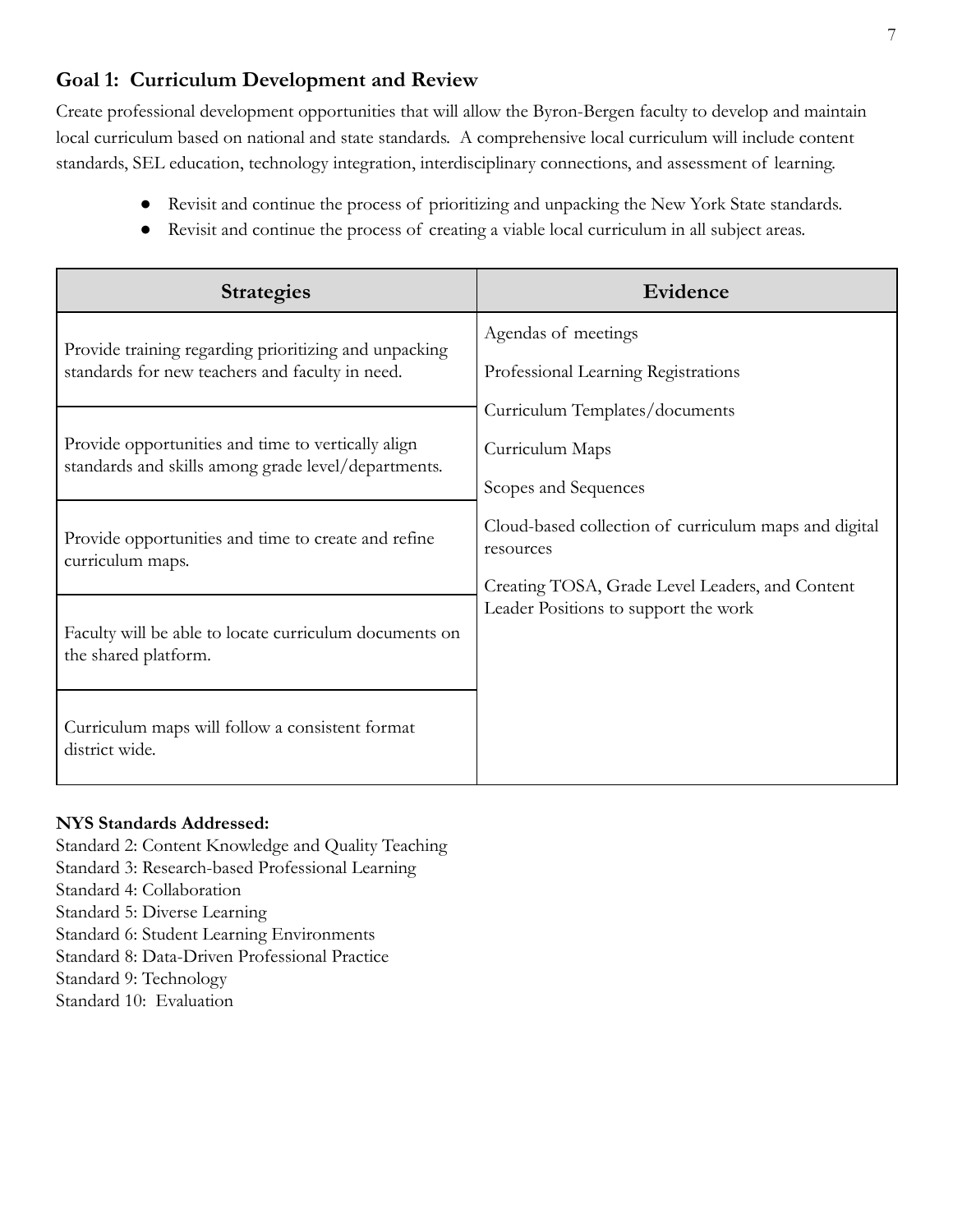## Goal 1: Curriculum Development and Review

Create professional development opportunities that will allow the Byron-Bergen faculty to develop and maintain local curriculum based on national and state standards. A comprehensive local curriculum will include content standards, SEL education, technology integration, interdisciplinary connections, and assessment of learning.

- Revisit and continue the process of prioritizing and unpacking the New York State standards.
- Revisit and continue the process of creating a viable local curriculum in all subject areas.

| Strategies | Evidence |
|---|---|
| Provide training regarding prioritizing and unpacking standards for new teachers and faculty in need. | Agendas of meetings<br>Professional Learning Registrations<br>Curriculum Templates/documents<br>Curriculum Maps<br>Scopes and Sequences<br>Cloud-based collection of curriculum maps and digital resources<br>Creating TOSA, Grade Level Leaders, and Content Leader Positions to support the work |
| Provide opportunities and time to vertically align standards and skills among grade level/departments. | |
| Provide opportunities and time to create and refine curriculum maps. | |
| Faculty will be able to locate curriculum documents on the shared platform. | |
| Curriculum maps will follow a consistent format district wide. | |

**NYS Standards Addressed:**

Standard 2: Content Knowledge and Quality Teaching
Standard 3: Research-based Professional Learning
Standard 4: Collaboration
Standard 5: Diverse Learning
Standard 6: Student Learning Environments
Standard 8: Data-Driven Professional Practice
Standard 9: Technology
Standard 10: Evaluation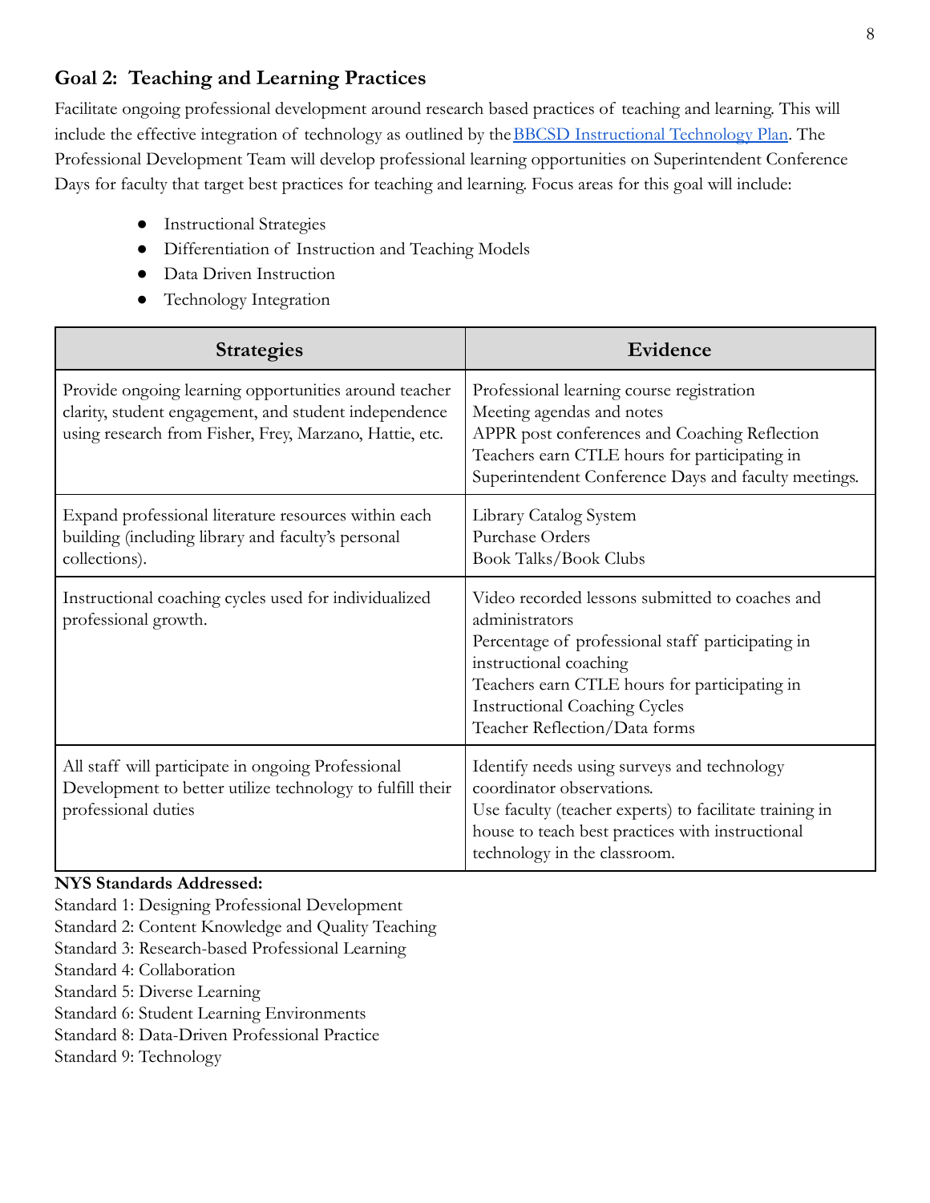## Goal 2: Teaching and Learning Practices

Facilitate ongoing professional development around research based practices of teaching and learning. This will include the effective integration of technology as outlined by the [BBCSD Instructional Technology Plan](). The Professional Development Team will develop professional learning opportunities on Superintendent Conference Days for faculty that target best practices for teaching and learning. Focus areas for this goal will include:

- Instructional Strategies
- Differentiation of Instruction and Teaching Models
- Data Driven Instruction
- Technology Integration

| Strategies | Evidence |
| --- | --- |
| Provide ongoing learning opportunities around teacher clarity, student engagement, and student independence using research from Fisher, Frey, Marzano, Hattie, etc. | Professional learning course registration<br>Meeting agendas and notes<br>APPR post conferences and Coaching Reflection<br>Teachers earn CTLE hours for participating in Superintendent Conference Days and faculty meetings. |
| Expand professional literature resources within each building (including library and faculty's personal collections). | Library Catalog System<br>Purchase Orders<br>Book Talks/Book Clubs |
| Instructional coaching cycles used for individualized professional growth. | Video recorded lessons submitted to coaches and administrators<br>Percentage of professional staff participating in instructional coaching<br>Teachers earn CTLE hours for participating in Instructional Coaching Cycles<br>Teacher Reflection/Data forms |
| All staff will participate in ongoing Professional Development to better utilize technology to fulfill their professional duties | Identify needs using surveys and technology coordinator observations.<br>Use faculty (teacher experts) to facilitate training in house to teach best practices with instructional technology in the classroom. |

**NYS Standards Addressed:**

Standard 1: Designing Professional Development
Standard 2: Content Knowledge and Quality Teaching
Standard 3: Research-based Professional Learning
Standard 4: Collaboration
Standard 5: Diverse Learning
Standard 6: Student Learning Environments
Standard 8: Data-Driven Professional Practice
Standard 9: Technology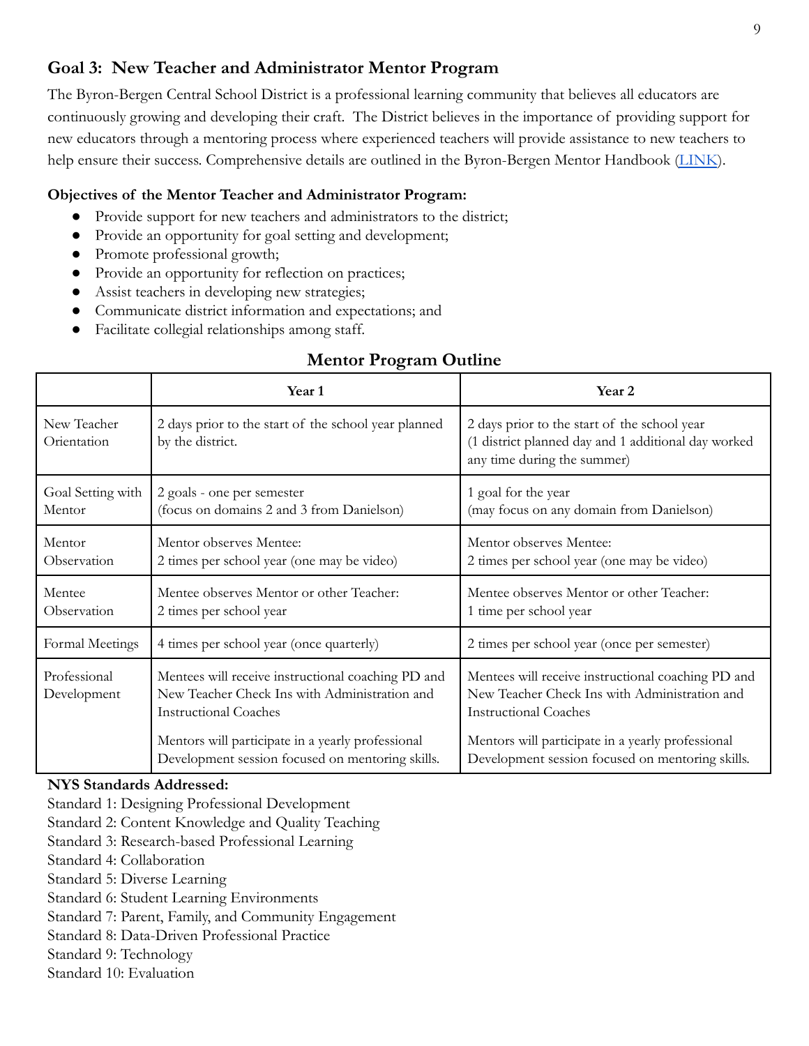## Goal 3: New Teacher and Administrator Mentor Program

The Byron-Bergen Central School District is a professional learning community that believes all educators are continuously growing and developing their craft. The District believes in the importance of providing support for new educators through a mentoring process where experienced teachers will provide assistance to new teachers to help ensure their success. Comprehensive details are outlined in the Byron-Bergen Mentor Handbook (LINK).

**Objectives of the Mentor Teacher and Administrator Program:**

- Provide support for new teachers and administrators to the district;
- Provide an opportunity for goal setting and development;
- Promote professional growth;
- Provide an opportunity for reflection on practices;
- Assist teachers in developing new strategies;
- Communicate district information and expectations; and
- Facilitate collegial relationships among staff.

### Mentor Program Outline

| | Year 1 | Year 2 |
|---|---|---|
| New Teacher Orientation | 2 days prior to the start of the school year planned by the district. | 2 days prior to the start of the school year (1 district planned day and 1 additional day worked any time during the summer) |
| Goal Setting with Mentor | 2 goals - one per semester (focus on domains 2 and 3 from Danielson) | 1 goal for the year (may focus on any domain from Danielson) |
| Mentor Observation | Mentor observes Mentee: 2 times per school year (one may be video) | Mentor observes Mentee: 2 times per school year (one may be video) |
| Mentee Observation | Mentee observes Mentor or other Teacher: 2 times per school year | Mentee observes Mentor or other Teacher: 1 time per school year |
| Formal Meetings | 4 times per school year (once quarterly) | 2 times per school year (once per semester) |
| Professional Development | Mentees will receive instructional coaching PD and New Teacher Check Ins with Administration and Instructional Coaches<br><br>Mentors will participate in a yearly professional Development session focused on mentoring skills. | Mentees will receive instructional coaching PD and New Teacher Check Ins with Administration and Instructional Coaches<br><br>Mentors will participate in a yearly professional Development session focused on mentoring skills. |

**NYS Standards Addressed:**

Standard 1: Designing Professional Development
Standard 2: Content Knowledge and Quality Teaching
Standard 3: Research-based Professional Learning
Standard 4: Collaboration
Standard 5: Diverse Learning
Standard 6: Student Learning Environments
Standard 7: Parent, Family, and Community Engagement
Standard 8: Data-Driven Professional Practice
Standard 9: Technology
Standard 10: Evaluation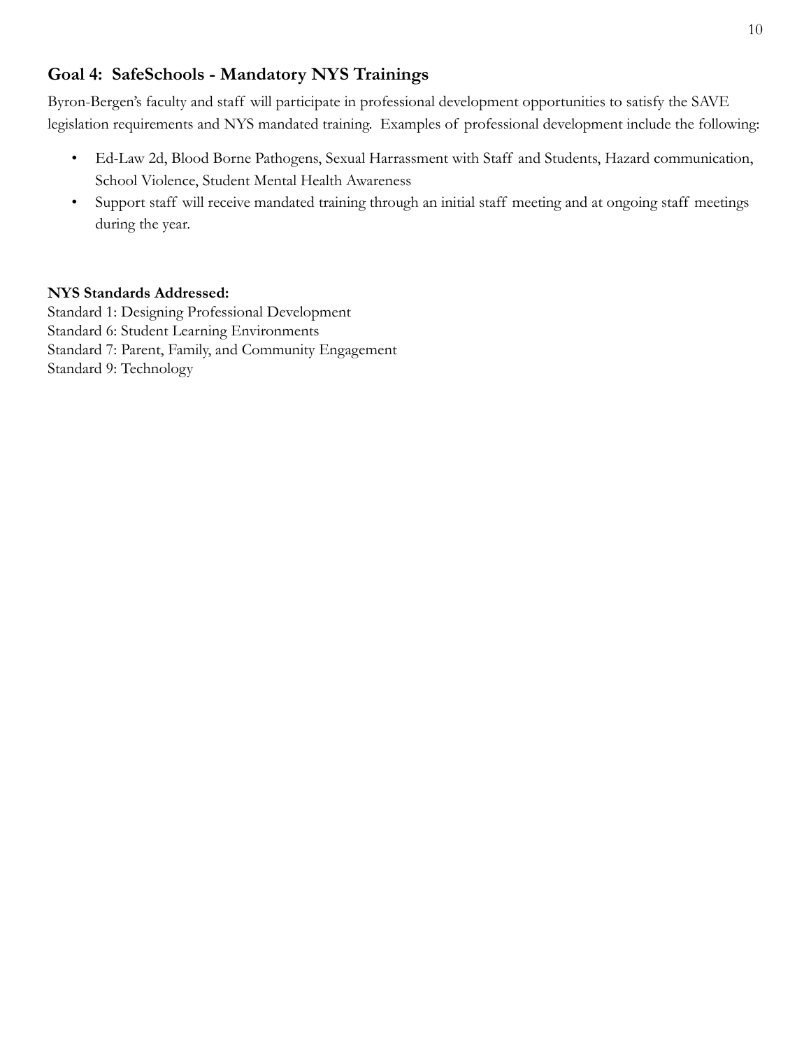## Goal 4: SafeSchools - Mandatory NYS Trainings

Byron-Bergen's faculty and staff will participate in professional development opportunities to satisfy the SAVE legislation requirements and NYS mandated training. Examples of professional development include the following:

- Ed-Law 2d, Blood Borne Pathogens, Sexual Harrassment with Staff and Students, Hazard communication, School Violence, Student Mental Health Awareness
- Support staff will receive mandated training through an initial staff meeting and at ongoing staff meetings during the year.

**NYS Standards Addressed:**
Standard 1: Designing Professional Development
Standard 6: Student Learning Environments
Standard 7: Parent, Family, and Community Engagement
Standard 9: Technology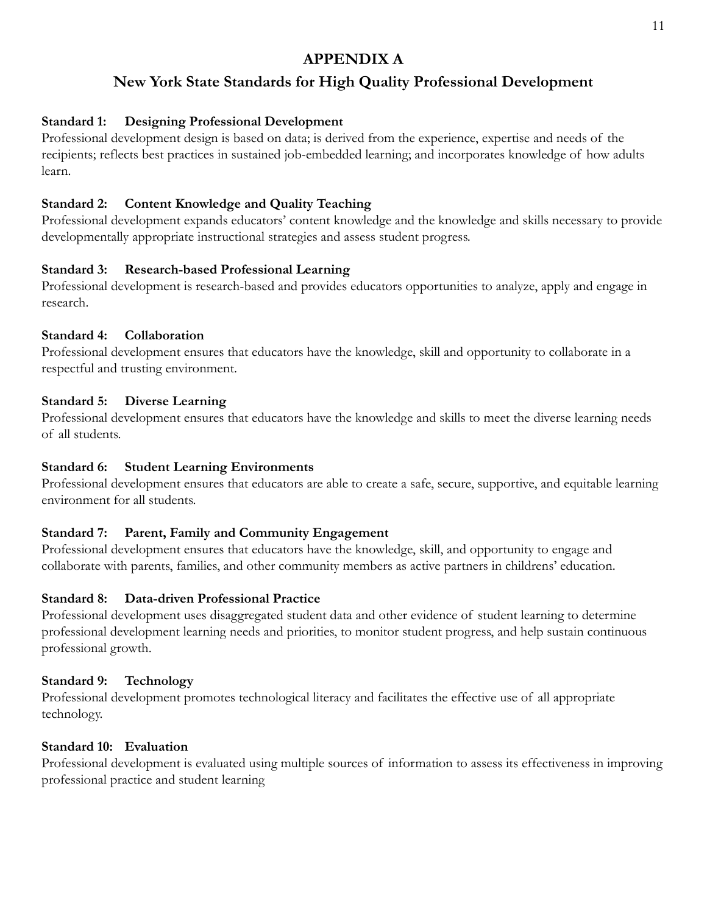# APPENDIX A

## New York State Standards for High Quality Professional Development

**Standard 1: Designing Professional Development**
Professional development design is based on data; is derived from the experience, expertise and needs of the recipients; reflects best practices in sustained job-embedded learning; and incorporates knowledge of how adults learn.

**Standard 2: Content Knowledge and Quality Teaching**
Professional development expands educators' content knowledge and the knowledge and skills necessary to provide developmentally appropriate instructional strategies and assess student progress.

**Standard 3: Research-based Professional Learning**
Professional development is research-based and provides educators opportunities to analyze, apply and engage in research.

**Standard 4: Collaboration**
Professional development ensures that educators have the knowledge, skill and opportunity to collaborate in a respectful and trusting environment.

**Standard 5: Diverse Learning**
Professional development ensures that educators have the knowledge and skills to meet the diverse learning needs of all students.

**Standard 6: Student Learning Environments**
Professional development ensures that educators are able to create a safe, secure, supportive, and equitable learning environment for all students.

**Standard 7: Parent, Family and Community Engagement**
Professional development ensures that educators have the knowledge, skill, and opportunity to engage and collaborate with parents, families, and other community members as active partners in childrens' education.

**Standard 8: Data-driven Professional Practice**
Professional development uses disaggregated student data and other evidence of student learning to determine professional development learning needs and priorities, to monitor student progress, and help sustain continuous professional growth.

**Standard 9: Technology**
Professional development promotes technological literacy and facilitates the effective use of all appropriate technology.

**Standard 10: Evaluation**
Professional development is evaluated using multiple sources of information to assess its effectiveness in improving professional practice and student learning